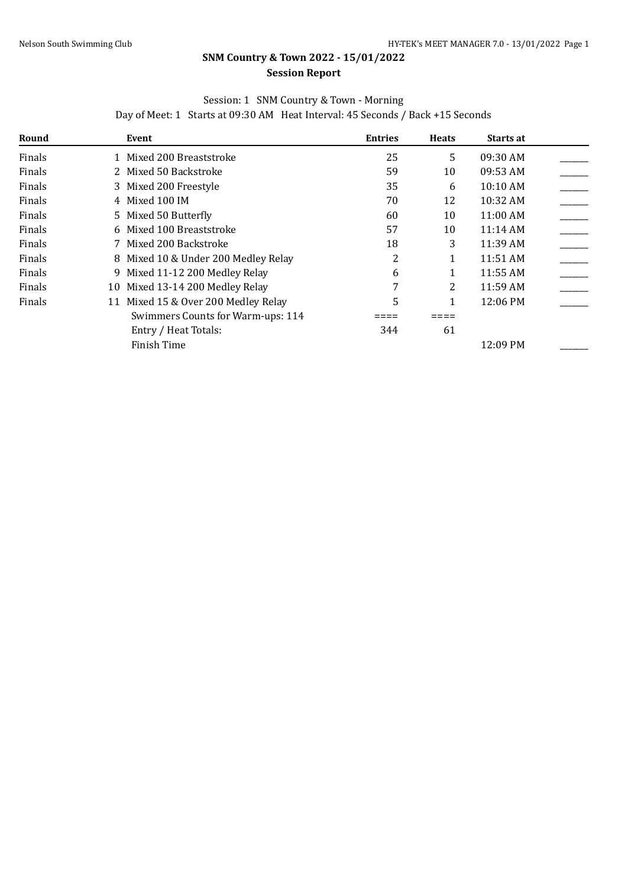## SNM Country & Town 2022 - 15/01/2022

### Session Report

Session: 1 SNM Country & Town - Morning

Day of Meet: 1 Starts at 09:30 AM Heat Interval: 45 Seconds / Back +15 Seconds

| Round | | Event | Entries | Heats | Starts at | |
|---|---|---|---|---|---|---|
| Finals | 1 | Mixed 200 Breaststroke | 25 | 5 | 09:30 AM | ______ |
| Finals | 2 | Mixed 50 Backstroke | 59 | 10 | 09:53 AM | ______ |
| Finals | 3 | Mixed 200 Freestyle | 35 | 6 | 10:10 AM | ______ |
| Finals | 4 | Mixed 100 IM | 70 | 12 | 10:32 AM | ______ |
| Finals | 5 | Mixed 50 Butterfly | 60 | 10 | 11:00 AM | ______ |
| Finals | 6 | Mixed 100 Breaststroke | 57 | 10 | 11:14 AM | ______ |
| Finals | 7 | Mixed 200 Backstroke | 18 | 3 | 11:39 AM | ______ |
| Finals | 8 | Mixed 10 & Under 200 Medley Relay | 2 | 1 | 11:51 AM | ______ |
| Finals | 9 | Mixed 11-12 200 Medley Relay | 6 | 1 | 11:55 AM | ______ |
| Finals | 10 | Mixed 13-14 200 Medley Relay | 7 | 2 | 11:59 AM | ______ |
| Finals | 11 | Mixed 15 & Over 200 Medley Relay | 5 | 1 | 12:06 PM | ______ |
| | | Swimmers Counts for Warm-ups: 114 | ==== | ==== | | |
| | | Entry / Heat Totals: | 344 | 61 | | |
| | | Finish Time | | | 12:09 PM | ______ |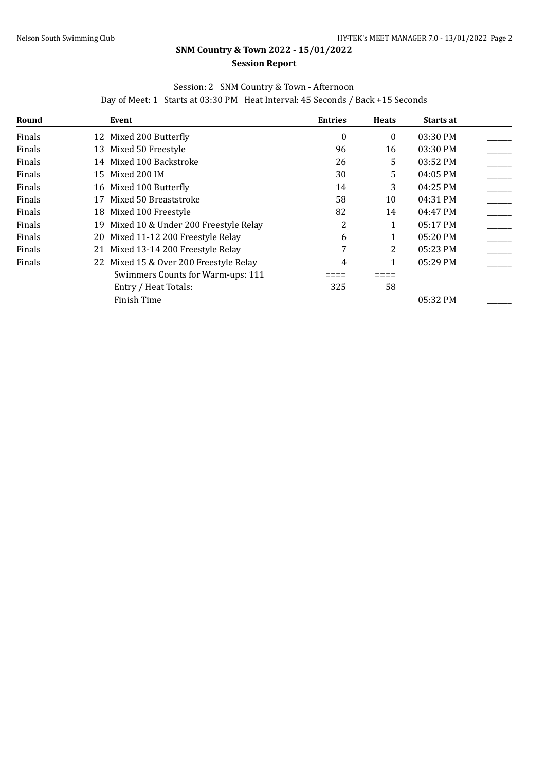## SNM Country & Town 2022 - 15/01/2022

### Session Report

Session: 2 SNM Country & Town - Afternoon

Day of Meet: 1 Starts at 03:30 PM Heat Interval: 45 Seconds / Back +15 Seconds

| Round | Event | Entries | Heats | Starts at | |
|---|---|---|---|---|---|
| Finals | 12 Mixed 200 Butterfly | 0 | 0 | 03:30 PM | ______ |
| Finals | 13 Mixed 50 Freestyle | 96 | 16 | 03:30 PM | ______ |
| Finals | 14 Mixed 100 Backstroke | 26 | 5 | 03:52 PM | ______ |
| Finals | 15 Mixed 200 IM | 30 | 5 | 04:05 PM | ______ |
| Finals | 16 Mixed 100 Butterfly | 14 | 3 | 04:25 PM | ______ |
| Finals | 17 Mixed 50 Breaststroke | 58 | 10 | 04:31 PM | ______ |
| Finals | 18 Mixed 100 Freestyle | 82 | 14 | 04:47 PM | ______ |
| Finals | 19 Mixed 10 & Under 200 Freestyle Relay | 2 | 1 | 05:17 PM | ______ |
| Finals | 20 Mixed 11-12 200 Freestyle Relay | 6 | 1 | 05:20 PM | ______ |
| Finals | 21 Mixed 13-14 200 Freestyle Relay | 7 | 2 | 05:23 PM | ______ |
| Finals | 22 Mixed 15 & Over 200 Freestyle Relay | 4 | 1 | 05:29 PM | ______ |
| | Swimmers Counts for Warm-ups: 111 | ==== | ==== | | |
| | Entry / Heat Totals: | 325 | 58 | | |
| | Finish Time | | | 05:32 PM | ______ |